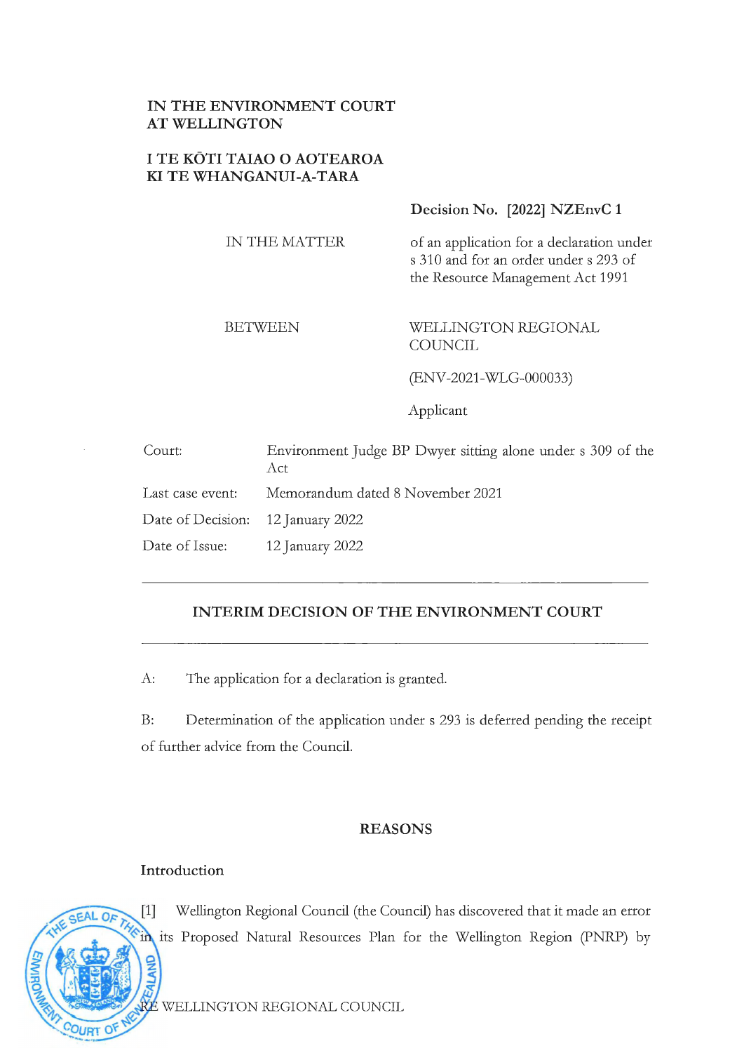**IN THE ENVIRONMENT COURT**
**AT WELLINGTON**

**I TE KŌTI TAIAO O AOTEAROA**
**KI TE WHANGANUI-A-TARA**

**Decision No. [2022] NZEnvC 1**

| | |
|---|---|
| IN THE MATTER | of an application for a declaration under s 310 and for an order under s 293 of the Resource Management Act 1991 |
| BETWEEN | WELLINGTON REGIONAL COUNCIL |
| | (ENV-2021-WLG-000033) |
| | Applicant |

| | |
|---|---|
| Court: | Environment Judge BP Dwyer sitting alone under s 309 of the Act |
| Last case event: | Memorandum dated 8 November 2021 |
| Date of Decision: | 12 January 2022 |
| Date of Issue: | 12 January 2022 |

---

## INTERIM DECISION OF THE ENVIRONMENT COURT

---

A: The application for a declaration is granted.

B: Determination of the application under s 293 is deferred pending the receipt of further advice from the Council.

## REASONS

### Introduction

[1] Wellington Regional Council (the Council) has discovered that it made an error in its Proposed Natural Resources Plan for the Wellington Region (PNRP) by

RE WELLINGTON REGIONAL COUNCIL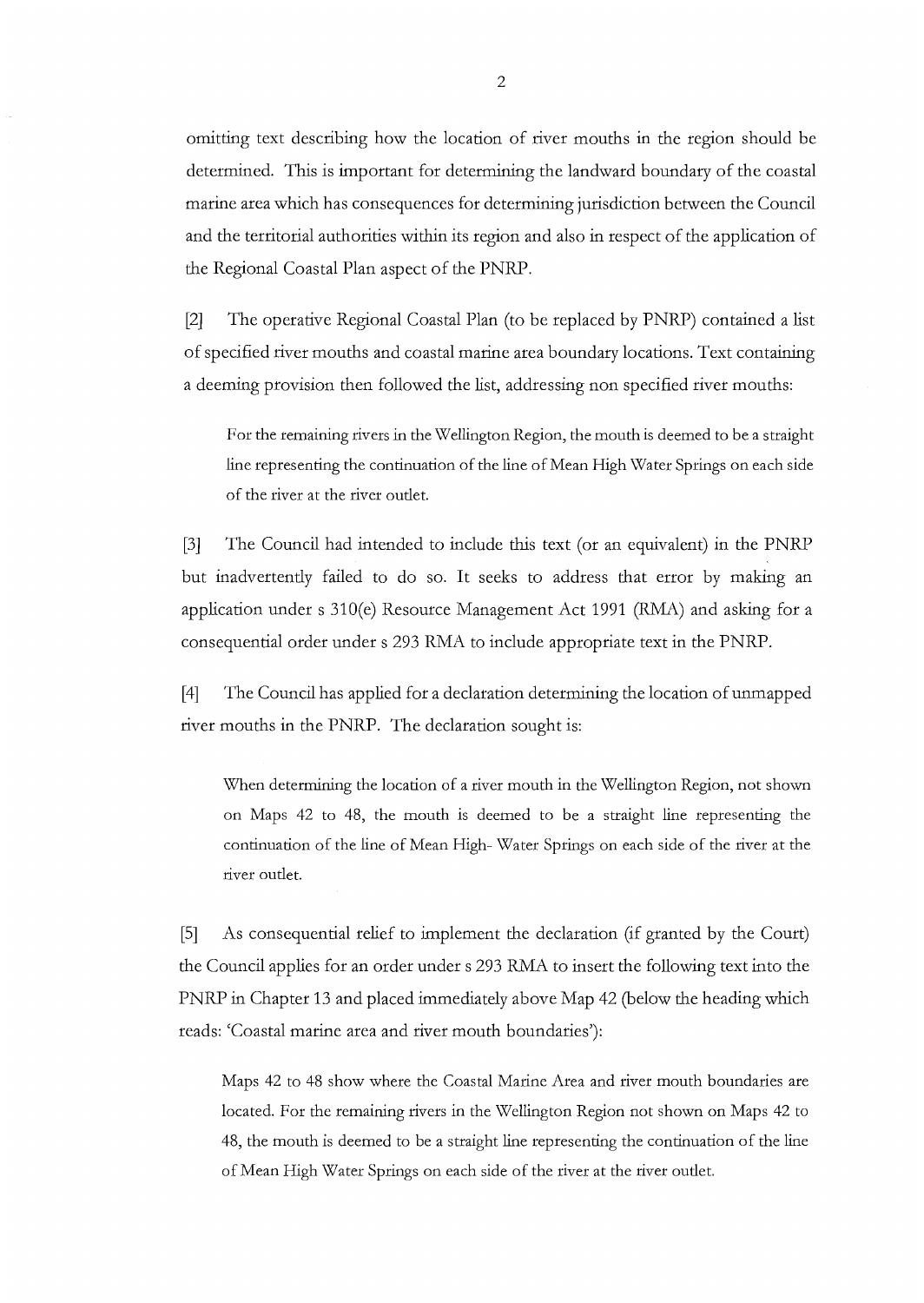omitting text describing how the location of river mouths in the region should be determined. This is important for determining the landward boundary of the coastal marine area which has consequences for determining jurisdiction between the Council and the territorial authorities within its region and also in respect of the application of the Regional Coastal Plan aspect of the PNRP.

[2] The operative Regional Coastal Plan (to be replaced by PNRP) contained a list of specified river mouths and coastal marine area boundary locations. Text containing a deeming provision then followed the list, addressing non specified river mouths:

> For the remaining rivers in the Wellington Region, the mouth is deemed to be a straight line representing the continuation of the line of Mean High Water Springs on each side of the river at the river outlet.

[3] The Council had intended to include this text (or an equivalent) in the PNRP but inadvertently failed to do so. It seeks to address that error by making an application under s 310(e) Resource Management Act 1991 (RMA) and asking for a consequential order under s 293 RMA to include appropriate text in the PNRP.

[4] The Council has applied for a declaration determining the location of unmapped river mouths in the PNRP. The declaration sought is:

> When determining the location of a river mouth in the Wellington Region, not shown on Maps 42 to 48, the mouth is deemed to be a straight line representing the continuation of the line of Mean High- Water Springs on each side of the river at the river outlet.

[5] As consequential relief to implement the declaration (if granted by the Court) the Council applies for an order under s 293 RMA to insert the following text into the PNRP in Chapter 13 and placed immediately above Map 42 (below the heading which reads: 'Coastal marine area and river mouth boundaries'):

> Maps 42 to 48 show where the Coastal Marine Area and river mouth boundaries are located. For the remaining rivers in the Wellington Region not shown on Maps 42 to 48, the mouth is deemed to be a straight line representing the continuation of the line of Mean High Water Springs on each side of the river at the river outlet.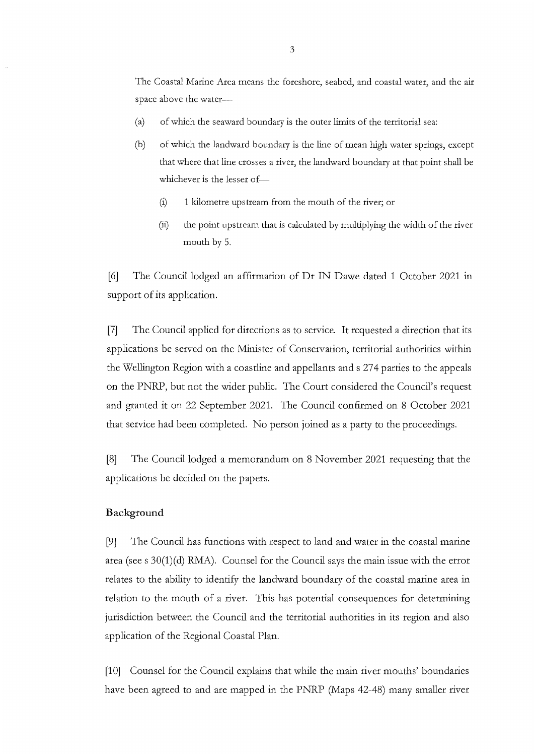The Coastal Marine Area means the foreshore, seabed, and coastal water, and the air space above the water—

(a) of which the seaward boundary is the outer limits of the territorial sea:

(b) of which the landward boundary is the line of mean high water springs, except that where that line crosses a river, the landward boundary at that point shall be whichever is the lesser of—

  (i) 1 kilometre upstream from the mouth of the river; or

  (ii) the point upstream that is calculated by multiplying the width of the river mouth by 5.

[6] The Council lodged an affirmation of Dr IN Dawe dated 1 October 2021 in support of its application.

[7] The Council applied for directions as to service. It requested a direction that its applications be served on the Minister of Conservation, territorial authorities within the Wellington Region with a coastline and appellants and s 274 parties to the appeals on the PNRP, but not the wider public. The Court considered the Council's request and granted it on 22 September 2021. The Council confirmed on 8 October 2021 that service had been completed. No person joined as a party to the proceedings.

[8] The Council lodged a memorandum on 8 November 2021 requesting that the applications be decided on the papers.

## Background

[9] The Council has functions with respect to land and water in the coastal marine area (see s 30(1)(d) RMA). Counsel for the Council says the main issue with the error relates to the ability to identify the landward boundary of the coastal marine area in relation to the mouth of a river. This has potential consequences for determining jurisdiction between the Council and the territorial authorities in its region and also application of the Regional Coastal Plan.

[10] Counsel for the Council explains that while the main river mouths' boundaries have been agreed to and are mapped in the PNRP (Maps 42-48) many smaller river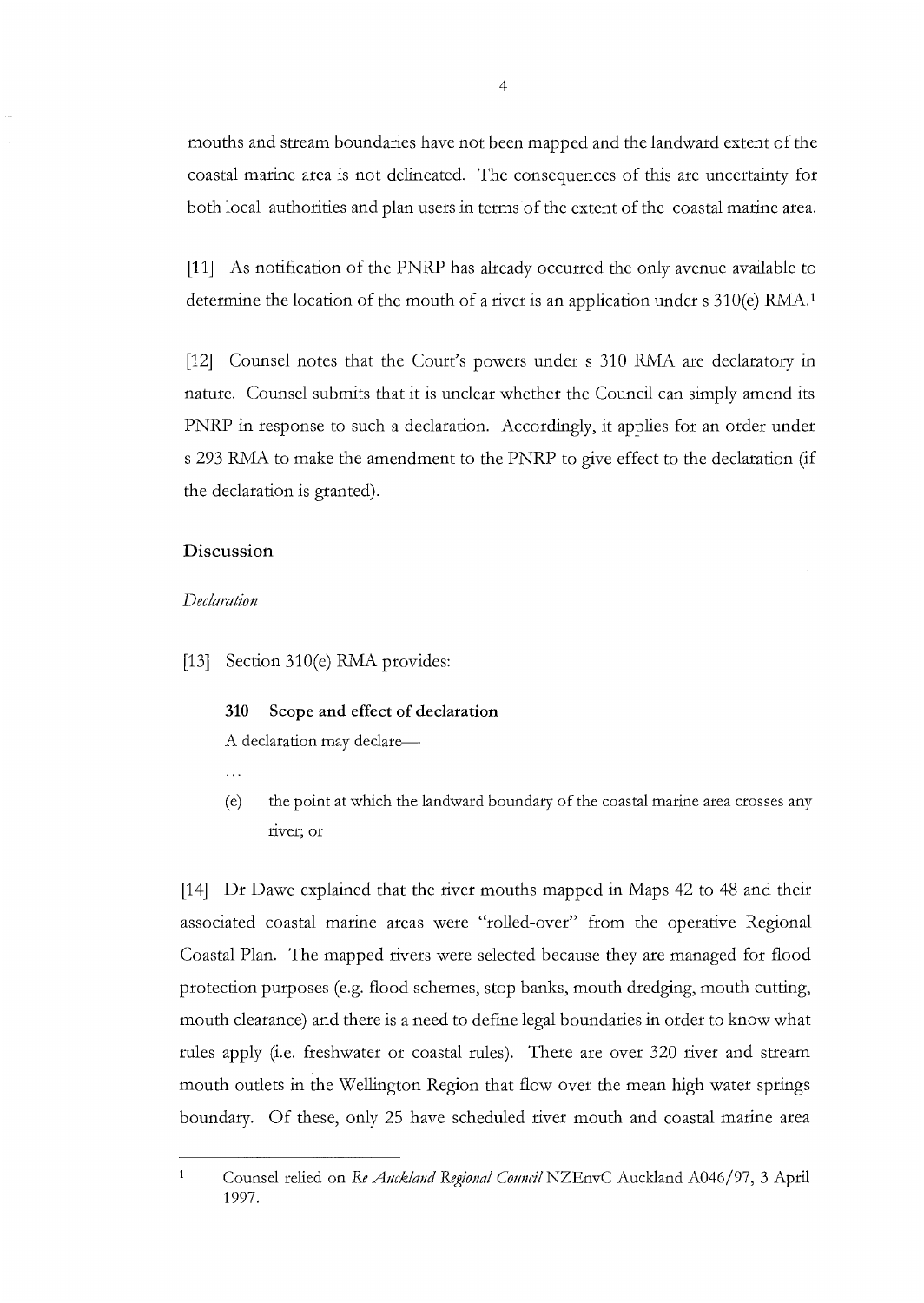mouths and stream boundaries have not been mapped and the landward extent of the coastal marine area is not delineated. The consequences of this are uncertainty for both local authorities and plan users in terms of the extent of the coastal marine area.

[11] As notification of the PNRP has already occurred the only avenue available to determine the location of the mouth of a river is an application under s 310(e) RMA.[1]

[12] Counsel notes that the Court's powers under s 310 RMA are declaratory in nature. Counsel submits that it is unclear whether the Council can simply amend its PNRP in response to such a declaration. Accordingly, it applies for an order under s 293 RMA to make the amendment to the PNRP to give effect to the declaration (if the declaration is granted).

## Discussion

### *Declaration*

[13] Section 310(e) RMA provides:

> **310 Scope and effect of declaration**
>
> A declaration may declare—
>
> ...
>
> (e) the point at which the landward boundary of the coastal marine area crosses any river; or

[14] Dr Dawe explained that the river mouths mapped in Maps 42 to 48 and their associated coastal marine areas were "rolled-over" from the operative Regional Coastal Plan. The mapped rivers were selected because they are managed for flood protection purposes (e.g. flood schemes, stop banks, mouth dredging, mouth cutting, mouth clearance) and there is a need to define legal boundaries in order to know what rules apply (i.e. freshwater or coastal rules). There are over 320 river and stream mouth outlets in the Wellington Region that flow over the mean high water springs boundary. Of these, only 25 have scheduled river mouth and coastal marine area

---

[1] Counsel relied on *Re Auckland Regional Council* NZEnvC Auckland A046/97, 3 April 1997.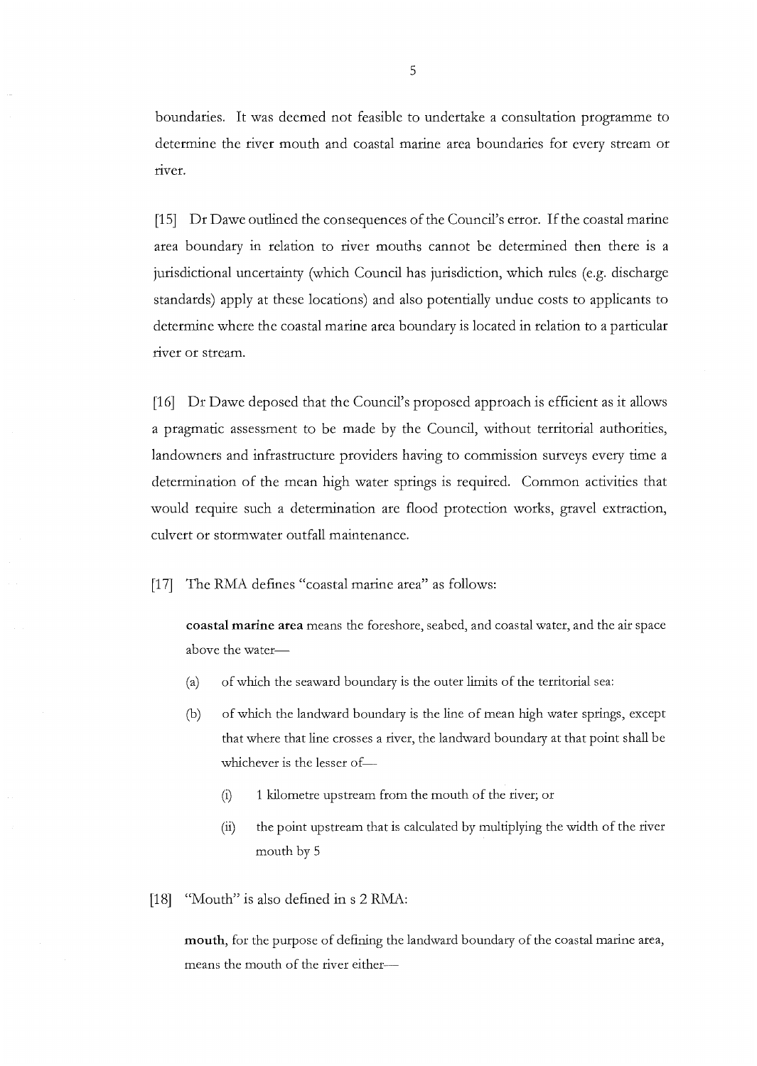boundaries. It was deemed not feasible to undertake a consultation programme to determine the river mouth and coastal marine area boundaries for every stream or river.

[15] Dr Dawe outlined the consequences of the Council's error. If the coastal marine area boundary in relation to river mouths cannot be determined then there is a jurisdictional uncertainty (which Council has jurisdiction, which rules (e.g. discharge standards) apply at these locations) and also potentially undue costs to applicants to determine where the coastal marine area boundary is located in relation to a particular river or stream.

[16] Dr Dawe deposed that the Council's proposed approach is efficient as it allows a pragmatic assessment to be made by the Council, without territorial authorities, landowners and infrastructure providers having to commission surveys every time a determination of the mean high water springs is required. Common activities that would require such a determination are flood protection works, gravel extraction, culvert or stormwater outfall maintenance.

[17] The RMA defines "coastal marine area" as follows:

> **coastal marine area** means the foreshore, seabed, and coastal water, and the air space above the water—
>
> (a) of which the seaward boundary is the outer limits of the territorial sea:
>
> (b) of which the landward boundary is the line of mean high water springs, except that where that line crosses a river, the landward boundary at that point shall be whichever is the lesser of—
>
> (i) 1 kilometre upstream from the mouth of the river; or
>
> (ii) the point upstream that is calculated by multiplying the width of the river mouth by 5

[18] "Mouth" is also defined in s 2 RMA:

> **mouth**, for the purpose of defining the landward boundary of the coastal marine area, means the mouth of the river either—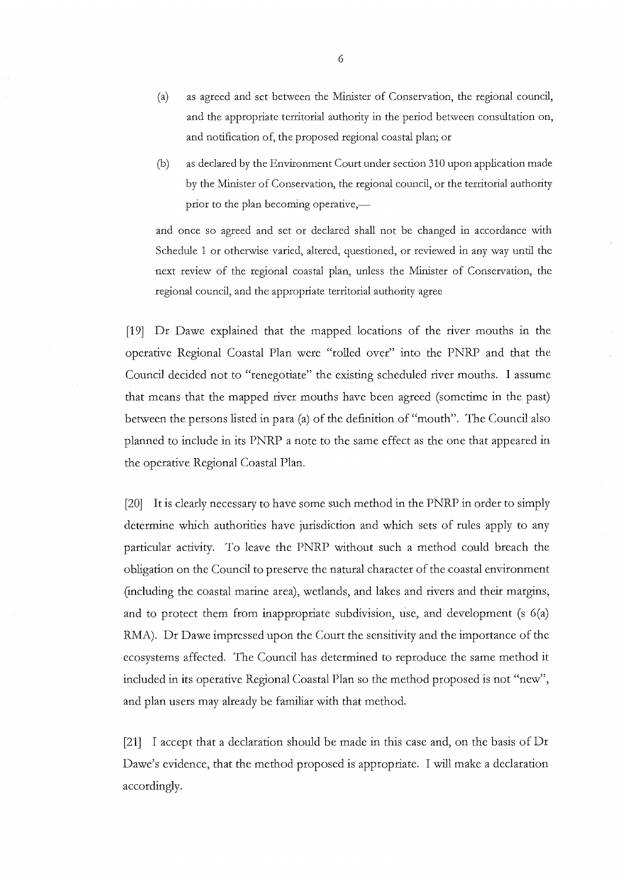(a) as agreed and set between the Minister of Conservation, the regional council, and the appropriate territorial authority in the period between consultation on, and notification of, the proposed regional coastal plan; or

(b) as declared by the Environment Court under section 310 upon application made by the Minister of Conservation, the regional council, or the territorial authority prior to the plan becoming operative,—

and once so agreed and set or declared shall not be changed in accordance with Schedule 1 or otherwise varied, altered, questioned, or reviewed in any way until the next review of the regional coastal plan, unless the Minister of Conservation, the regional council, and the appropriate territorial authority agree

[19] Dr Dawe explained that the mapped locations of the river mouths in the operative Regional Coastal Plan were "rolled over" into the PNRP and that the Council decided not to "renegotiate" the existing scheduled river mouths. I assume that means that the mapped river mouths have been agreed (sometime in the past) between the persons listed in para (a) of the definition of "mouth". The Council also planned to include in its PNRP a note to the same effect as the one that appeared in the operative Regional Coastal Plan.

[20] It is clearly necessary to have some such method in the PNRP in order to simply determine which authorities have jurisdiction and which sets of rules apply to any particular activity. To leave the PNRP without such a method could breach the obligation on the Council to preserve the natural character of the coastal environment (including the coastal marine area), wetlands, and lakes and rivers and their margins, and to protect them from inappropriate subdivision, use, and development (s 6(a) RMA). Dr Dawe impressed upon the Court the sensitivity and the importance of the ecosystems affected. The Council has determined to reproduce the same method it included in its operative Regional Coastal Plan so the method proposed is not "new", and plan users may already be familiar with that method.

[21] I accept that a declaration should be made in this case and, on the basis of Dr Dawe's evidence, that the method proposed is appropriate. I will make a declaration accordingly.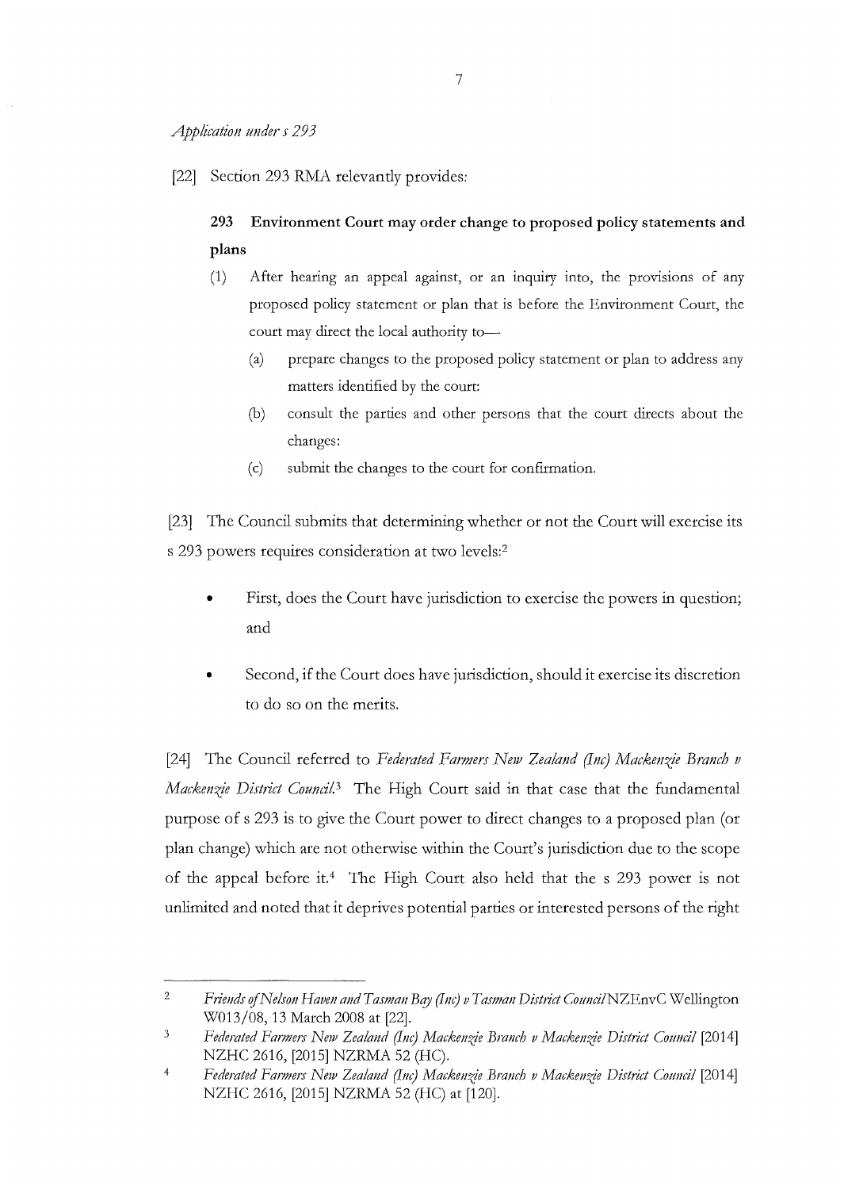*Application under s 293*

[22] Section 293 RMA relevantly provides:

> **293 Environment Court may order change to proposed policy statements and plans**
>
> (1) After hearing an appeal against, or an inquiry into, the provisions of any proposed policy statement or plan that is before the Environment Court, the court may direct the local authority to—
>
> (a) prepare changes to the proposed policy statement or plan to address any matters identified by the court:
>
> (b) consult the parties and other persons that the court directs about the changes:
>
> (c) submit the changes to the court for confirmation.

[23] The Council submits that determining whether or not the Court will exercise its s 293 powers requires consideration at two levels:[2]

- First, does the Court have jurisdiction to exercise the powers in question; and
- Second, if the Court does have jurisdiction, should it exercise its discretion to do so on the merits.

[24] The Council referred to *Federated Farmers New Zealand (Inc) Mackenzie Branch v Mackenzie District Council*.[3] The High Court said in that case that the fundamental purpose of s 293 is to give the Court power to direct changes to a proposed plan (or plan change) which are not otherwise within the Court's jurisdiction due to the scope of the appeal before it.[4] The High Court also held that the s 293 power is not unlimited and noted that it deprives potential parties or interested persons of the right

---

[2] *Friends of Nelson Haven and Tasman Bay (Inc) v Tasman District Council* NZEnvC Wellington W013/08, 13 March 2008 at [22].

[3] *Federated Farmers New Zealand (Inc) Mackenzie Branch v Mackenzie District Council* [2014] NZHC 2616, [2015] NZRMA 52 (HC).

[4] *Federated Farmers New Zealand (Inc) Mackenzie Branch v Mackenzie District Council* [2014] NZHC 2616, [2015] NZRMA 52 (HC) at [120].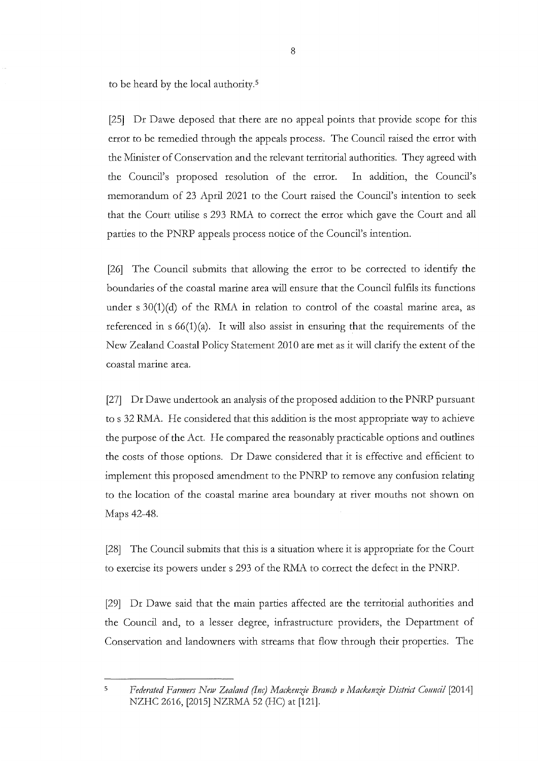to be heard by the local authority.[5]

[25] Dr Dawe deposed that there are no appeal points that provide scope for this error to be remedied through the appeals process. The Council raised the error with the Minister of Conservation and the relevant territorial authorities. They agreed with the Council's proposed resolution of the error. In addition, the Council's memorandum of 23 April 2021 to the Court raised the Council's intention to seek that the Court utilise s 293 RMA to correct the error which gave the Court and all parties to the PNRP appeals process notice of the Council's intention.

[26] The Council submits that allowing the error to be corrected to identify the boundaries of the coastal marine area will ensure that the Council fulfils its functions under s 30(1)(d) of the RMA in relation to control of the coastal marine area, as referenced in s 66(1)(a). It will also assist in ensuring that the requirements of the New Zealand Coastal Policy Statement 2010 are met as it will clarify the extent of the coastal marine area.

[27] Dr Dawe undertook an analysis of the proposed addition to the PNRP pursuant to s 32 RMA. He considered that this addition is the most appropriate way to achieve the purpose of the Act. He compared the reasonably practicable options and outlines the costs of those options. Dr Dawe considered that it is effective and efficient to implement this proposed amendment to the PNRP to remove any confusion relating to the location of the coastal marine area boundary at river mouths not shown on Maps 42-48.

[28] The Council submits that this is a situation where it is appropriate for the Court to exercise its powers under s 293 of the RMA to correct the defect in the PNRP.

[29] Dr Dawe said that the main parties affected are the territorial authorities and the Council and, to a lesser degree, infrastructure providers, the Department of Conservation and landowners with streams that flow through their properties. The

---

[5] *Federated Farmers New Zealand (Inc) Mackenzie Branch v Mackenzie District Council* [2014] NZHC 2616, [2015] NZRMA 52 (HC) at [121].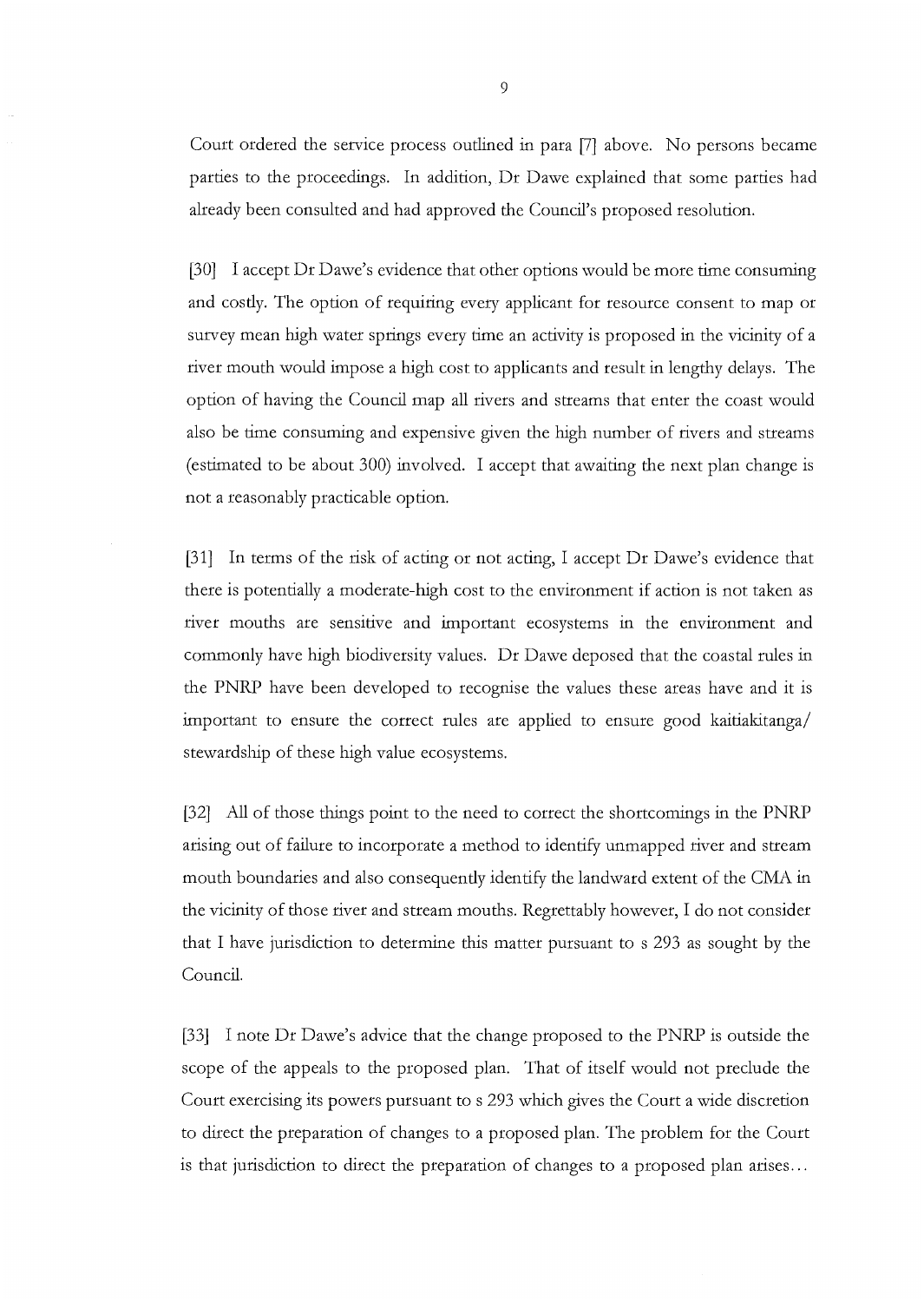Court ordered the service process outlined in para [7] above. No persons became parties to the proceedings. In addition, Dr Dawe explained that some parties had already been consulted and had approved the Council's proposed resolution.

[30] I accept Dr Dawe's evidence that other options would be more time consuming and costly. The option of requiring every applicant for resource consent to map or survey mean high water springs every time an activity is proposed in the vicinity of a river mouth would impose a high cost to applicants and result in lengthy delays. The option of having the Council map all rivers and streams that enter the coast would also be time consuming and expensive given the high number of rivers and streams (estimated to be about 300) involved. I accept that awaiting the next plan change is not a reasonably practicable option.

[31] In terms of the risk of acting or not acting, I accept Dr Dawe's evidence that there is potentially a moderate-high cost to the environment if action is not taken as river mouths are sensitive and important ecosystems in the environment and commonly have high biodiversity values. Dr Dawe deposed that the coastal rules in the PNRP have been developed to recognise the values these areas have and it is important to ensure the correct rules are applied to ensure good kaitiakitanga/ stewardship of these high value ecosystems.

[32] All of those things point to the need to correct the shortcomings in the PNRP arising out of failure to incorporate a method to identify unmapped river and stream mouth boundaries and also consequently identify the landward extent of the CMA in the vicinity of those river and stream mouths. Regrettably however, I do not consider that I have jurisdiction to determine this matter pursuant to s 293 as sought by the Council.

[33] I note Dr Dawe's advice that the change proposed to the PNRP is outside the scope of the appeals to the proposed plan. That of itself would not preclude the Court exercising its powers pursuant to s 293 which gives the Court a wide discretion to direct the preparation of changes to a proposed plan. The problem for the Court is that jurisdiction to direct the preparation of changes to a proposed plan arises...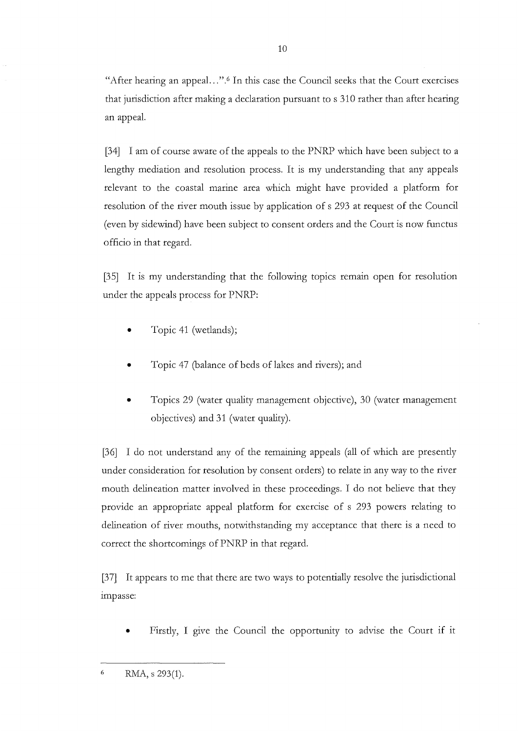"After hearing an appeal…".[6] In this case the Council seeks that the Court exercises that jurisdiction after making a declaration pursuant to s 310 rather than after hearing an appeal.

[34] I am of course aware of the appeals to the PNRP which have been subject to a lengthy mediation and resolution process. It is my understanding that any appeals relevant to the coastal marine area which might have provided a platform for resolution of the river mouth issue by application of s 293 at request of the Council (even by sidewind) have been subject to consent orders and the Court is now functus officio in that regard.

[35] It is my understanding that the following topics remain open for resolution under the appeals process for PNRP:

- Topic 41 (wetlands);
- Topic 47 (balance of beds of lakes and rivers); and
- Topics 29 (water quality management objective), 30 (water management objectives) and 31 (water quality).

[36] I do not understand any of the remaining appeals (all of which are presently under consideration for resolution by consent orders) to relate in any way to the river mouth delineation matter involved in these proceedings. I do not believe that they provide an appropriate appeal platform for exercise of s 293 powers relating to delineation of river mouths, notwithstanding my acceptance that there is a need to correct the shortcomings of PNRP in that regard.

[37] It appears to me that there are two ways to potentially resolve the jurisdictional impasse:

- Firstly, I give the Council the opportunity to advise the Court if it

---

[6] RMA, s 293(1).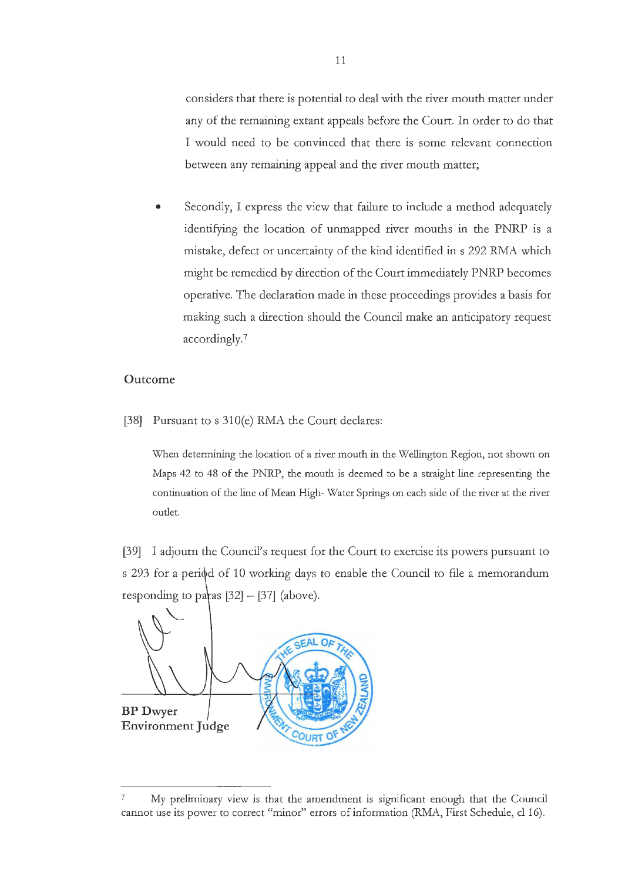considers that there is potential to deal with the river mouth matter under any of the remaining extant appeals before the Court. In order to do that I would need to be convinced that there is some relevant connection between any remaining appeal and the river mouth matter;

- Secondly, I express the view that failure to include a method adequately identifying the location of unmapped river mouths in the PNRP is a mistake, defect or uncertainty of the kind identified in s 292 RMA which might be remedied by direction of the Court immediately PNRP becomes operative. The declaration made in these proceedings provides a basis for making such a direction should the Council make an anticipatory request accordingly.[7]

## Outcome

[38] Pursuant to s 310(e) RMA the Court declares:

> When determining the location of a river mouth in the Wellington Region, not shown on Maps 42 to 48 of the PNRP, the mouth is deemed to be a straight line representing the continuation of the line of Mean High- Water Springs on each side of the river at the river outlet.

[39] I adjourn the Council's request for the Court to exercise its powers pursuant to s 293 for a period of 10 working days to enable the Council to file a memorandum responding to paras [32] – [37] (above).

**BP Dwyer**
**Environment Judge**

---

[7] My preliminary view is that the amendment is significant enough that the Council cannot use its power to correct "minor" errors of information (RMA, First Schedule, cl 16).